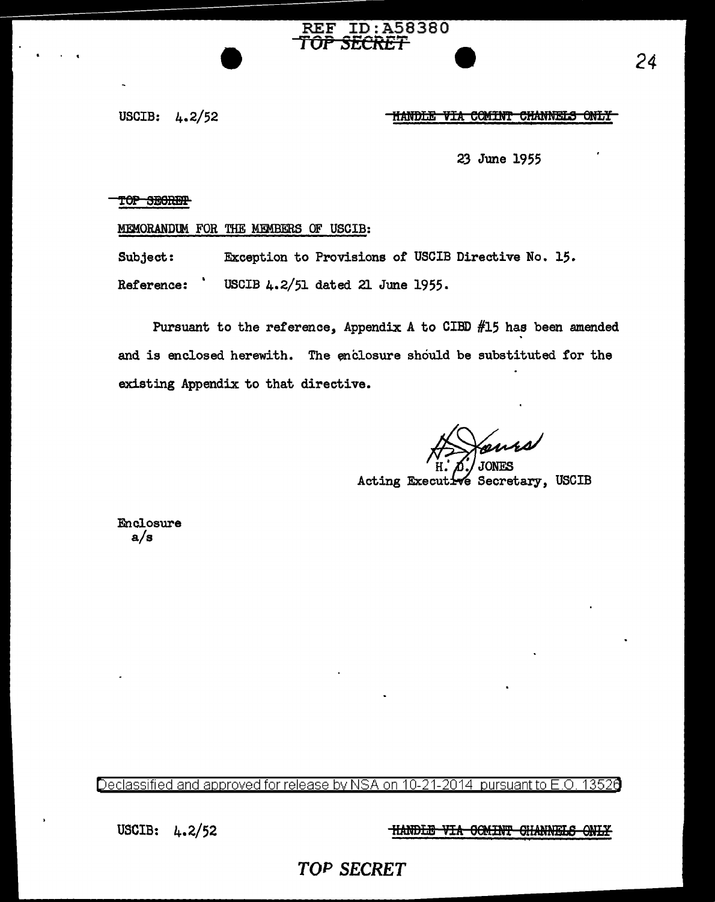USCIB: 4.2/52

~~HANDLE VIA COMINT CHANNELS ONLY~~

23 June 1955

~~TOP SECRET~~

MEMORANDUM FOR THE MEMBERS OF USCIB:

Subject: Exception to Provisions of USCIB Directive No. 15.

Reference: USCIB 4.2/51 dated 21 June 1955.

Pursuant to the reference, Appendix A to CIBD #15 has been amended and is enclosed herewith. The enclosure should be substituted for the existing Appendix to that directive.

H. D. JONES
Acting Executive Secretary, USCIB

Enclosure
a/s

Declassified and approved for release by NSA on 10-21-2014 pursuant to E.O. 13526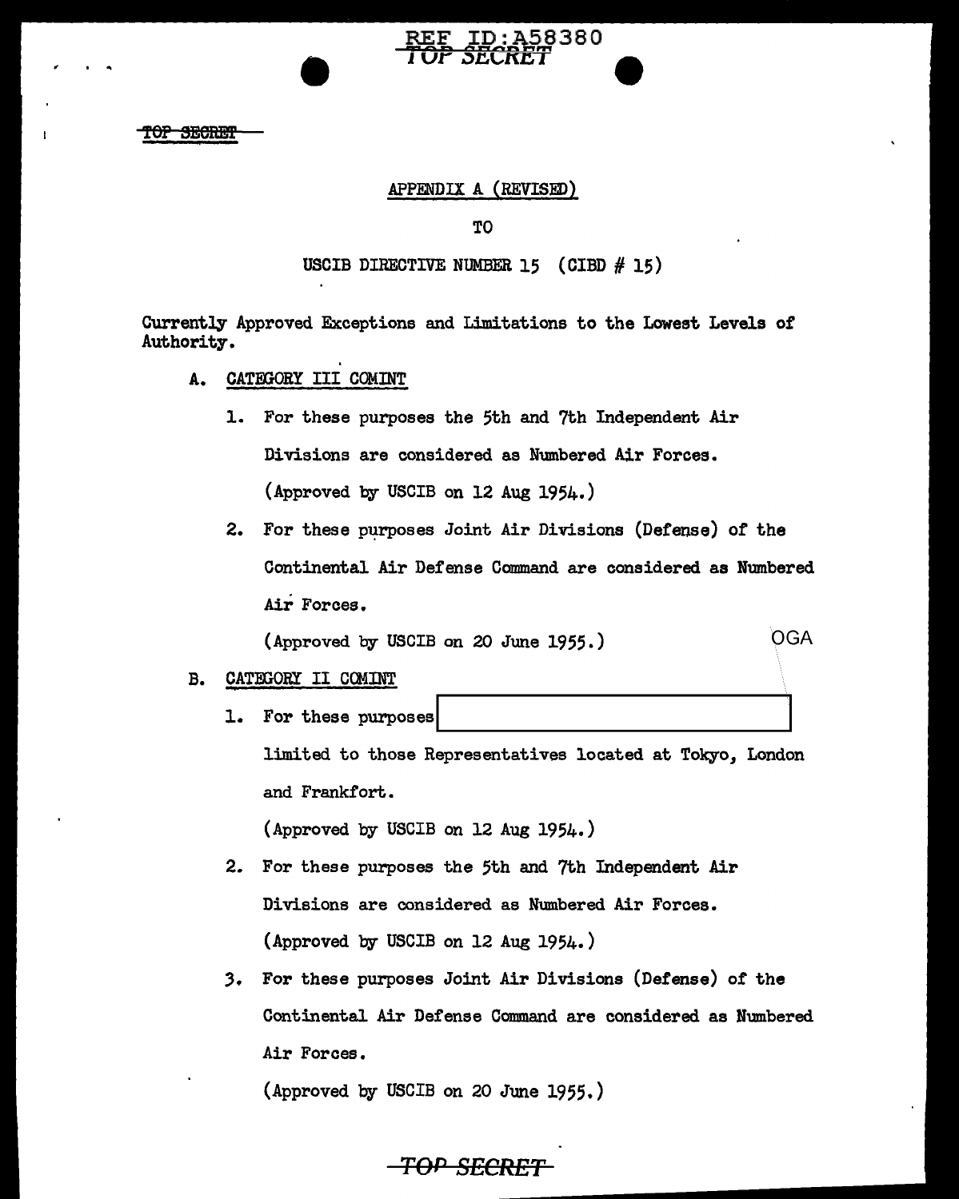REF ID:A58380
~~TOP SECRET~~

~~TOP SECRET~~

APPENDIX A (REVISED)

TO

USCIB DIRECTIVE NUMBER 15 (CIBD # 15)

Currently Approved Exceptions and Limitations to the Lowest Levels of Authority.

A. CATEGORY III COMINT

1. For these purposes the 5th and 7th Independent Air Divisions are considered as Numbered Air Forces. (Approved by USCIB on 12 Aug 1954.)

2. For these purposes Joint Air Divisions (Defense) of the Continental Air Defense Command are considered as Numbered Air Forces. (Approved by USCIB on 20 June 1955.)

OGA

B. CATEGORY II COMINT

1. For these purposes [redacted] limited to those Representatives located at Tokyo, London and Frankfort. (Approved by USCIB on 12 Aug 1954.)

2. For these purposes the 5th and 7th Independent Air Divisions are considered as Numbered Air Forces. (Approved by USCIB on 12 Aug 1954.)

3. For these purposes Joint Air Divisions (Defense) of the Continental Air Defense Command are considered as Numbered Air Forces. (Approved by USCIB on 20 June 1955.)

~~TOP SECRET~~